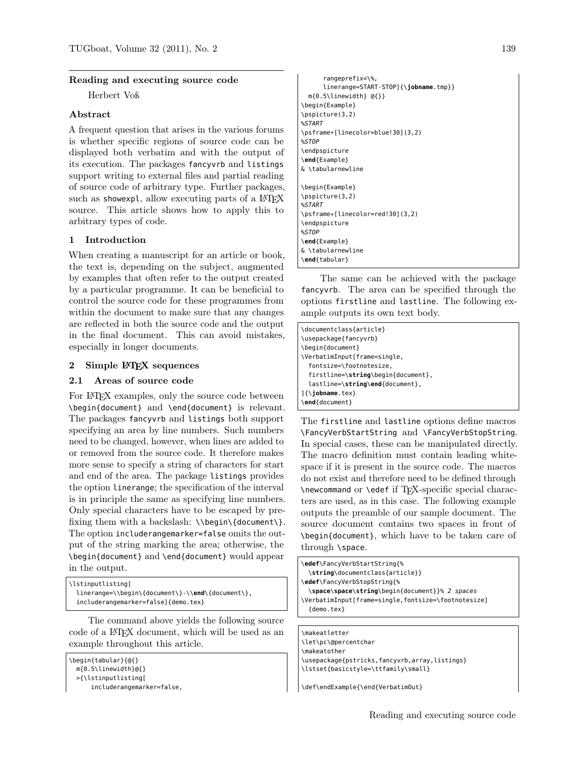## Reading and executing source code

Herbert Voß

### Abstract

A frequent question that arises in the various forums is whether specific regions of source code can be displayed both verbatim and with the output of its execution. The packages fancyvrb and listings support writing to external files and partial reading of source code of arbitrary type. Further packages, such as showexpl, allow executing parts of a LaTeX source. This article shows how to apply this to arbitrary types of code.

### 1 Introduction

When creating a manuscript for an article or book, the text is, depending on the subject, augmented by examples that often refer to the output created by a particular programme. It can be beneficial to control the source code for these programmes from within the document to make sure that any changes are reflected in both the source code and the output in the final document. This can avoid mistakes, especially in longer documents.

### 2 Simple LaTeX sequences

#### 2.1 Areas of source code

For LaTeX examples, only the source code between \begin{document} and \end{document} is relevant. The packages fancyvrb and listings both support specifying an area by line numbers. Such numbers need to be changed, however, when lines are added to or removed from the source code. It therefore makes more sense to specify a string of characters for start and end of the area. The package listings provides the option linerange; the specification of the interval is in principle the same as specifying line numbers. Only special characters have to be escaped by prefixing them with a backslash: \\begin\{document\}. The option includerangemarker=false omits the output of the string marking the area; otherwise, the \begin{document} and \end{document} would appear in the output.

```
\lstinputlisting[
  linerange=\\begin\{document\}-\\end\{document\},
  includerangemarker=false]{demo.tex}
```

The command above yields the following source code of a LaTeX document, which will be used as an example throughout this article.

```
\begin{tabular}{@{}
  m{0.5\linewidth}@{}
  >{\lstinputlisting[
      includerangemarker=false,
      rangeprefix=\%,
      linerange=START-STOP]{\jobname.tmp}}
  m{0.5\linewidth} @{}}
\begin{Example}
\pspicture(3,2)
%START
\psframe*[linecolor=blue!30](3,2)
%STOP
\endpspicture
\end{Example}
& \tabularnewline

\begin{Example}
\pspicture(3,2)
%START
\psframe*[linecolor=red!30](3,2)
\endpspicture
%STOP
\end{Example}
& \tabularnewline
\end{tabular}
```

The same can be achieved with the package fancyvrb. The area can be specified through the options firstline and lastline. The following example outputs its own text body.

```
\documentclass{article}
\usepackage{fancyvrb}
\begin{document}
\VerbatimInput[frame=single,
  fontsize=\footnotesize,
  firstline=\string\begin{document},
  lastline=\string\end{document},
]{\jobname.tex}
\end{document}
```

The firstline and lastline options define macros \FancyVerbStartString and \FancyVerbStopString. In special cases, these can be manipulated directly. The macro definition must contain leading whitespace if it is present in the source code. The macros do not exist and therefore need to be defined through \newcommand or \edef if TeX-specific special characters are used, as in this case. The following example outputs the preamble of our sample document. The source document contains two spaces in front of \begin{document}, which have to be taken care of through \space.

```
\edef\FancyVerbStartString{%
  \string\documentclass{article}}
\edef\FancyVerbStopString{%
  \space\space\string\begin{document}}% 2 spaces
\VerbatimInput[frame=single,fontsize=\footnotesize]
  {demo.tex}
```

```
\makeatletter
\let\pc\@percentchar
\makeatother
\usepackage{pstricks,fancyvrb,array,listings}
\lstset{basicstyle=\ttfamily\small}

\def\endExample{\end{VerbatimOut}
```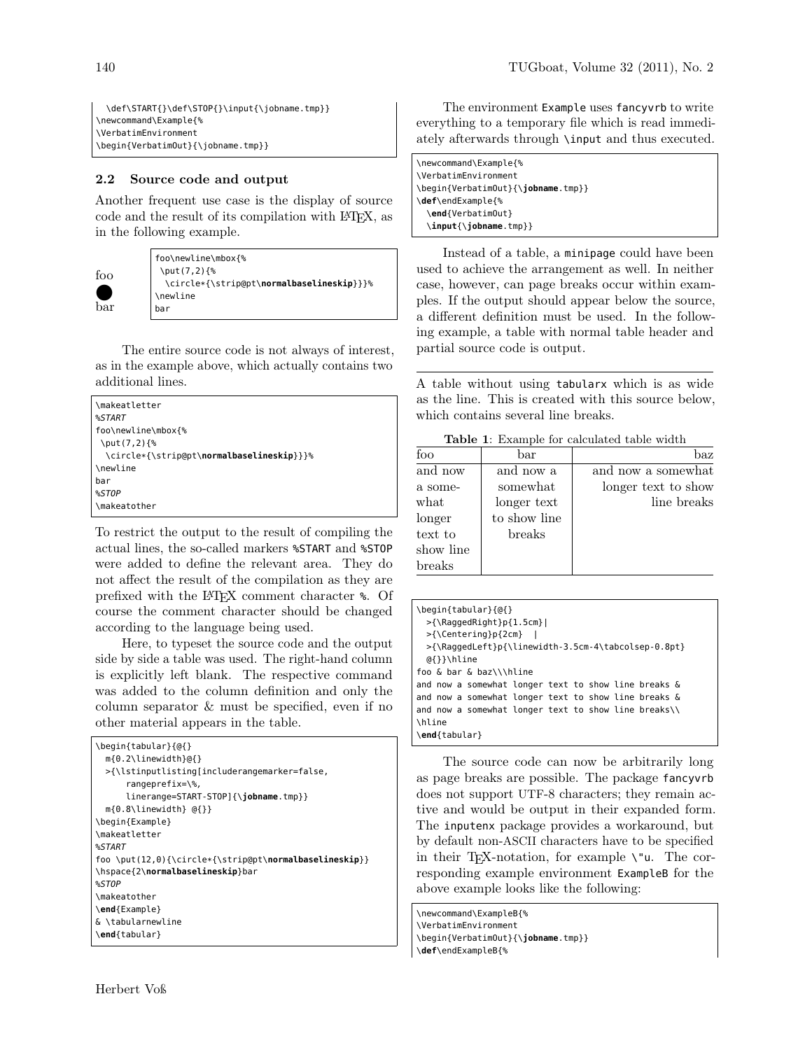```
  \def\START{}\def\STOP{}\input{\jobname.tmp}}
\newcommand\Example{%
\VerbatimEnvironment
\begin{VerbatimOut}{\jobname.tmp}}
```

### 2.2 Source code and output

Another frequent use case is the display of source code and the result of its compilation with LaTeX, as in the following example.

foo
●
bar

```
foo\newline\mbox{%
 \put(7,2){%
  \circle*{\strip@pt\normalbaselineskip}}}%
\newline
bar
```

The entire source code is not always of interest, as in the example above, which actually contains two additional lines.

```
\makeatletter
%START
foo\newline\mbox{%
 \put(7,2){%
  \circle*{\strip@pt\normalbaselineskip}}}%
\newline
bar
%STOP
\makeatother
```

To restrict the output to the result of compiling the actual lines, the so-called markers %START and %STOP were added to define the relevant area. They do not affect the result of the compilation as they are prefixed with the LaTeX comment character %. Of course the comment character should be changed according to the language being used.

Here, to typeset the source code and the output side by side a table was used. The right-hand column is explicitly left blank. The respective command was added to the column definition and only the column separator & must be specified, even if no other material appears in the table.

```
\begin{tabular}{@{}
  m{0.2\linewidth}@{}
  >{\lstinputlisting[includerangemarker=false,
      rangeprefix=\%,
      linerange=START-STOP]{\jobname.tmp}}
  m{0.8\linewidth} @{}}
\begin{Example}
\makeatletter
%START
foo \put(12,0){\circle*{\strip@pt\normalbaselineskip}}
\hspace{2\normalbaselineskip}bar
%STOP
\makeatother
\end{Example}
& \tabularnewline
\end{tabular}
```

The environment Example uses fancyvrb to write everything to a temporary file which is read immediately afterwards through \input and thus executed.

```
\newcommand\Example{%
\VerbatimEnvironment
\begin{VerbatimOut}{\jobname.tmp}}
\def\endExample{%
  \end{VerbatimOut}
  \input{\jobname.tmp}}
```

Instead of a table, a minipage could have been used to achieve the arrangement as well. In neither case, however, can page breaks occur within examples. If the output should appear below the source, a different definition must be used. In the following example, a table with normal table header and partial source code is output.

---

A table without using tabularx which is as wide as the line. This is created with this source below, which contains several line breaks.

**Table 1**: Example for calculated table width

| foo | bar | baz |
|---|---|---|
| and now a somewhat longer text to show line breaks | and now a somewhat longer text to show line breaks | and now a somewhat longer text to show line breaks |

```
\begin{tabular}{@{}
  >{\RaggedRight}p{1.5cm}|
  >{\Centering}p{2cm}  |
  >{\RaggedLeft}p{\linewidth-3.5cm-4\tabcolsep-0.8pt}
  @{}}\hline
foo & bar & baz\\\hline
and now a somewhat longer text to show line breaks &
and now a somewhat longer text to show line breaks &
and now a somewhat longer text to show line breaks\\
\hline
\end{tabular}
```

The source code can now be arbitrarily long as page breaks are possible. The package fancyvrb does not support UTF-8 characters; they remain active and would be output in their expanded form. The inputenx package provides a workaround, but by default non-ASCII characters have to be specified in their TeX-notation, for example \"u. The corresponding example environment ExampleB for the above example looks like the following:

```
\newcommand\ExampleB{%
\VerbatimEnvironment
\begin{VerbatimOut}{\jobname.tmp}}
\def\endExampleB{%
```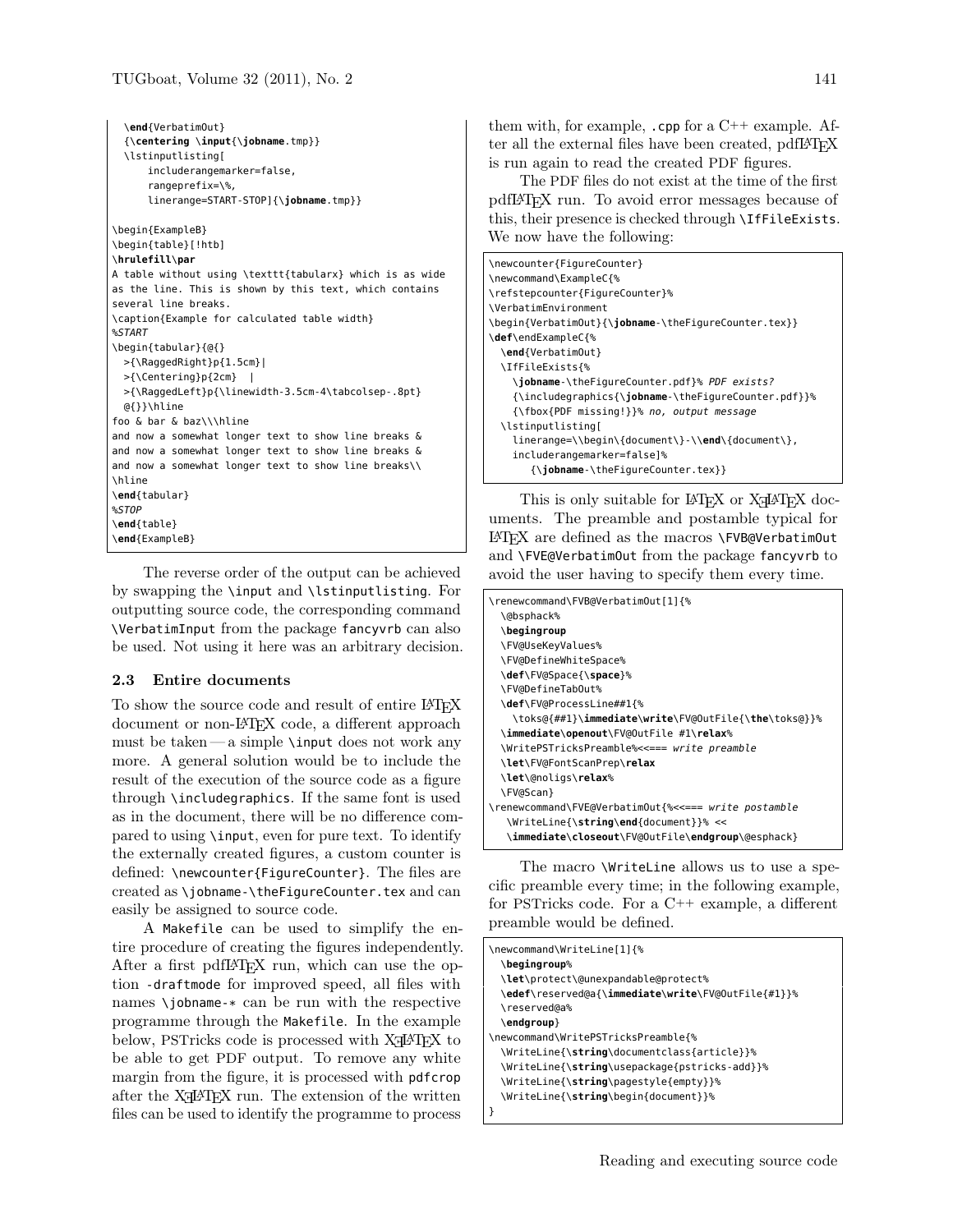```
  \end{VerbatimOut}
  {\centering \input{\jobname.tmp}}
  \lstinputlisting[
      includerangemarker=false,
      rangeprefix=\%,
      linerange=START-STOP]{\jobname.tmp}}

\begin{ExampleB}
\begin{table}[!htb]
\hrulefill\par
A table without using \texttt{tabularx} which is as wide
as the line. This is shown by this text, which contains
several line breaks.
\caption{Example for calculated table width}
%START
\begin{tabular}{@{}
  >{\RaggedRight}p{1.5cm}|
  >{\Centering}p{2cm}  |
  >{\RaggedLeft}p{\linewidth-3.5cm-4\tabcolsep-.8pt}
  @{}}\hline
foo & bar & baz\\\hline
and now a somewhat longer text to show line breaks &
and now a somewhat longer text to show line breaks &
and now a somewhat longer text to show line breaks\\
\hline
\end{tabular}
%STOP
\end{table}
\end{ExampleB}
```

The reverse order of the output can be achieved by swapping the `\input` and `\lstinputlisting`. For outputting source code, the corresponding command `\VerbatimInput` from the package `fancyvrb` can also be used. Not using it here was an arbitrary decision.

### 2.3 Entire documents

To show the source code and result of entire LaTeX document or non-LaTeX code, a different approach must be taken — a simple `\input` does not work any more. A general solution would be to include the result of the execution of the source code as a figure through `\includegraphics`. If the same font is used as in the document, there will be no difference compared to using `\input`, even for pure text. To identify the externally created figures, a custom counter is defined: `\newcounter{FigureCounter}`. The files are created as `\jobname-\theFigureCounter.tex` and can easily be assigned to source code.

A `Makefile` can be used to simplify the entire procedure of creating the figures independently. After a first pdfLaTeX run, which can use the option `-draftmode` for improved speed, all files with names `\jobname-*` can be run with the respective programme through the `Makefile`. In the example below, PSTricks code is processed with XeLaTeX to be able to get PDF output. To remove any white margin from the figure, it is processed with `pdfcrop` after the XeLaTeX run. The extension of the written files can be used to identify the programme to process them with, for example, `.cpp` for a C++ example. After all the external files have been created, pdfLaTeX is run again to read the created PDF figures.

The PDF files do not exist at the time of the first pdfLaTeX run. To avoid error messages because of this, their presence is checked through `\IfFileExists`. We now have the following:

```
\newcounter{FigureCounter}
\newcommand\ExampleC{%
\refstepcounter{FigureCounter}%
\VerbatimEnvironment
\begin{VerbatimOut}{\jobname-\theFigureCounter.tex}}
\def\endExampleC{%
  \end{VerbatimOut}
  \IfFileExists{%
    \jobname-\theFigureCounter.pdf}% PDF exists?
    {\includegraphics{\jobname-\theFigureCounter.pdf}}%
    {\fbox{PDF missing!}}% no, output message
  \lstinputlisting[
    linerange=\\begin\{document\}-\\end\{document\},
    includerangemarker=false]%
      {\jobname-\theFigureCounter.tex}}
```

This is only suitable for LaTeX or XeLaTeX documents. The preamble and postamble typical for LaTeX are defined as the macros `\FVB@VerbatimOut` and `\FVE@VerbatimOut` from the package `fancyvrb` to avoid the user having to specify them every time.

```
\renewcommand\FVB@VerbatimOut[1]{%
  \@bsphack%
  \begingroup
  \FV@UseKeyValues%
  \FV@DefineWhiteSpace%
  \def\FV@Space{\space}%
  \FV@DefineTabOut%
  \def\FV@ProcessLine##1{%
    \toks@{##1}\immediate\write\FV@OutFile{\the\toks@}}%
  \immediate\openout\FV@OutFile #1\relax%
  \WritePSTricksPreamble%<<=== write preamble
  \let\FV@FontScanPrep\relax
  \let\@noligs\relax%
  \FV@Scan}
\renewcommand\FVE@VerbatimOut{%<<=== write postamble
   \WriteLine{\string\end{document}}% <<
   \immediate\closeout\FV@OutFile\endgroup\@esphack}
```

The macro `\WriteLine` allows us to use a specific preamble every time; in the following example, for PSTricks code. For a C++ example, a different preamble would be defined.

```
\newcommand\WriteLine[1]{%
  \begingroup%
  \let\protect\@unexpandable@protect%
  \edef\reserved@a{\immediate\write\FV@OutFile{#1}}%
  \reserved@a%
  \endgroup}
\newcommand\WritePSTricksPreamble{%
  \WriteLine{\string\documentclass{article}}%
  \WriteLine{\string\usepackage{pstricks-add}}%
  \WriteLine{\string\pagestyle{empty}}%
  \WriteLine{\string\begin{document}}%
}
```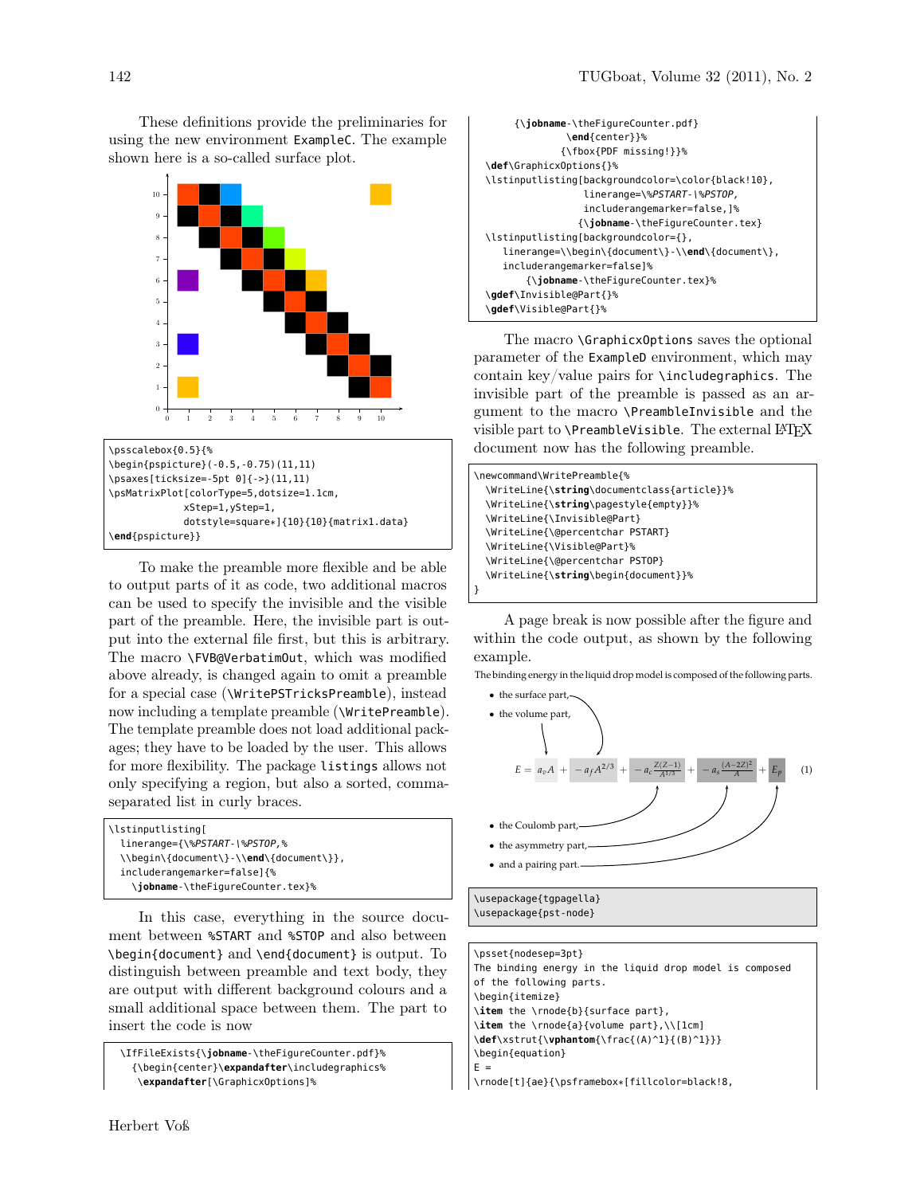These definitions provide the preliminaries for using the new environment ExampleC. The example shown here is a so-called surface plot.

```
\psscalebox{0.5}{%
\begin{pspicture}(-0.5,-0.75)(11,11)
\psaxes[ticksize=-5pt 0]{->}(11,11)
\psMatrixPlot[colorType=5,dotsize=1.1cm,
            xStep=1,yStep=1,
            dotstyle=square*]{10}{10}{matrix1.data}
\end{pspicture}}
```

To make the preamble more flexible and be able to output parts of it as code, two additional macros can be used to specify the invisible and the visible part of the preamble. Here, the invisible part is output into the external file first, but this is arbitrary. The macro \FVB@VerbatimOut, which was modified above already, is changed again to omit a preamble for a special case (\WritePSTricksPreamble), instead now including a template preamble (\WritePreamble). The template preamble does not load additional packages; they have to be loaded by the user. This allows for more flexibility. The package listings allows not only specifying a region, but also a sorted, comma-separated list in curly braces.

```
\lstinputlisting[
  linerange={\%PSTART-\%PSTOP,%
  \\begin\{document\}-\\end\{document\}},
  includerangemarker=false]{%
    \jobname-\theFigureCounter.tex}%
```

In this case, everything in the source document between %START and %STOP and also between \begin{document} and \end{document} is output. To distinguish between preamble and text body, they are output with different background colours and a small additional space between them. The part to insert the code is now

```
  \IfFileExists{\jobname-\theFigureCounter.pdf}%
    {\begin{center}\expandafter\includegraphics%
     \expandafter[\GraphicxOptions]%
      {\jobname-\theFigureCounter.pdf}
            \end{center}}%
           {\fbox{PDF missing!}}%
  \def\GraphicxOptions{}%
  \lstinputlisting[backgroundcolor=\color{black!10},
                 linerange=\%PSTART-\%PSTOP,
                 includerangemarker=false,]%
                {\jobname-\theFigureCounter.tex}
  \lstinputlisting[backgroundcolor={},
     linerange=\\begin\{document\}-\\end\{document\},
     includerangemarker=false]%
        {\jobname-\theFigureCounter.tex}%
  \gdef\Invisible@Part{}%
  \gdef\Visible@Part{}%
```

The macro \GraphicxOptions saves the optional parameter of the ExampleD environment, which may contain key/value pairs for \includegraphics. The invisible part of the preamble is passed as an argument to the macro \PreambleInvisible and the visible part to \PreambleVisible. The external LaTeX document now has the following preamble.

```
\newcommand\WritePreamble{%
  \WriteLine{\string\documentclass{article}}%
  \WriteLine{\string\pagestyle{empty}}%
  \WriteLine{\Invisible@Part}
  \WriteLine{\@percentchar PSTART}
  \WriteLine{\Visible@Part}%
  \WriteLine{\@percentchar PSTOP}
  \WriteLine{\string\begin{document}}%
}
```

A page break is now possible after the figure and within the code output, as shown by the following example.

The binding energy in the liquid drop model is composed of the following parts.

- the surface part,
- the volume part,

$$E = a_v A + -a_f A^{2/3} + -a_c \frac{Z(Z-1)}{A^{1/3}} + -a_s \frac{(A-2Z)^2}{A} + E_p \qquad (1)$$

- the Coulomb part,
- the asymmetry part,
- and a pairing part.

```
\usepackage{tgpagella}
\usepackage{pst-node}
```

```
\psset{nodesep=3pt}
The binding energy in the liquid drop model is composed
of the following parts.
\begin{itemize}
\item the \rnode{b}{surface part},
\item the \rnode{a}{volume part},\\[1cm]
\def\xstrut{\vphantom{\frac{(A)^1}{(B)^1}}}
\begin{equation}
E =
\rnode[t]{ae}{\psframebox*[fillcolor=black!8,
```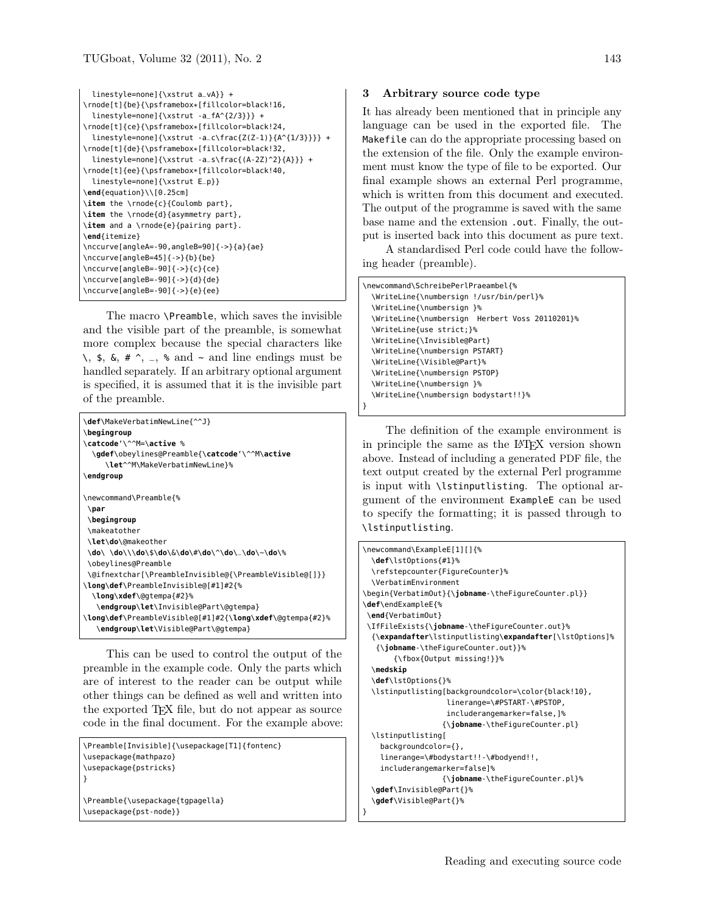```
  linestyle=none]{\xstrut a_vA}} +
\rnode[t]{be}{\psframebox*[fillcolor=black!16,
  linestyle=none]{\xstrut -a_fA^{2/3}}} +
\rnode[t]{ce}{\psframebox*[fillcolor=black!24,
  linestyle=none]{\xstrut -a_c\frac{Z(Z-1)}{A^{1/3}}}} +
\rnode[t]{de}{\psframebox*[fillcolor=black!32,
  linestyle=none]{\xstrut -a_s\frac{(A-2Z)^2}{A}}} +
\rnode[t]{ee}{\psframebox*[fillcolor=black!40,
  linestyle=none]{\xstrut E_p}}
\end{equation}\\[0.25cm]
\item the \rnode{c}{Coulomb part},
\item the \rnode{d}{asymmetry part},
\item and a \rnode{e}{pairing part}.
\end{itemize}
\nccurve[angleA=-90,angleB=90]{->}{a}{ae}
\nccurve[angleB=45]{->}{b}{be}
\nccurve[angleB=-90]{->}{c}{ce}
\nccurve[angleB=-90]{->}{d}{de}
\nccurve[angleB=-90]{->}{e}{ee}
```

The macro `\Preamble`, which saves the invisible and the visible part of the preamble, is somewhat more complex because the special characters like \, $, &, # ^, _, % and ~ and line endings must be handled separately. If an arbitrary optional argument is specified, it is assumed that it is the invisible part of the preamble.

```
\def\MakeVerbatimNewLine{^^J}
\begingroup
\catcode`\^^M=\active %
  \gdef\obeylines@Preamble{\catcode`\^^M\active
    \let^^M\MakeVerbatimNewLine}%
\endgroup

\newcommand\Preamble{%
 \par
 \begingroup
 \makeatother
 \let\do\@makeother
 \do\ \do\\\do\$\do\&\do\#\do\^\do\_\do\~\do\%
 \obeylines@Preamble
 \@ifnextchar[\PreambleInvisible@{\PreambleVisible@[]}}
\long\def\PreambleInvisible@[#1]#2{%
  \long\xdef\@gtempa{#2}%
   \endgroup\let\Invisible@Part\@gtempa}
\long\def\PreambleVisible@[#1]#2{\long\xdef\@gtempa{#2}%
   \endgroup\let\Visible@Part\@gtempa}
```

This can be used to control the output of the preamble in the example code. Only the parts which are of interest to the reader can be output while other things can be defined as well and written into the exported TeX file, but do not appear as source code in the final document. For the example above:

```
\Preamble[Invisible]{\usepackage[T1]{fontenc}
\usepackage{mathpazo}
\usepackage{pstricks}
}

\Preamble{\usepackage{tgpagella}
\usepackage{pst-node}}
```

## 3 Arbitrary source code type

It has already been mentioned that in principle any language can be used in the exported file. The `Makefile` can do the appropriate processing based on the extension of the file. Only the example environment must know the type of file to be exported. Our final example shows an external Perl programme, which is written from this document and executed. The output of the programme is saved with the same base name and the extension `.out`. Finally, the output is inserted back into this document as pure text.

A standardised Perl code could have the following header (preamble).

```
\newcommand\SchreibePerlPraeambel{%
  \WriteLine{\numbersign !/usr/bin/perl}%
  \WriteLine{\numbersign }%
  \WriteLine{\numbersign  Herbert Voss 20110201}%
  \WriteLine{use strict;}%
  \WriteLine{\Invisible@Part}
  \WriteLine{\numbersign PSTART}
  \WriteLine{\Visible@Part}%
  \WriteLine{\numbersign PSTOP}
  \WriteLine{\numbersign }%
  \WriteLine{\numbersign bodystart!!}%
}
```

The definition of the example environment is in principle the same as the LaTeX version shown above. Instead of including a generated PDF file, the text output created by the external Perl programme is input with `\lstinputlisting`. The optional argument of the environment `ExampleE` can be used to specify the formatting; it is passed through to `\lstinputlisting`.

```
\newcommand\ExampleE[1][]{%
  \def\lstOptions{#1}%
  \refstepcounter{FigureCounter}%
  \VerbatimEnvironment
\begin{VerbatimOut}{\jobname-\theFigureCounter.pl}}
\def\endExampleE{%
 \end{VerbatimOut}
 \IfFileExists{\jobname-\theFigureCounter.out}%
  {\expandafter\lstinputlisting\expandafter[\lstOptions]%
   {\jobname-\theFigureCounter.out}}%
      {\fbox{Output missing!}}%
  \medskip
  \def\lstOptions{}%
  \lstinputlisting[backgroundcolor=\color{black!10},
                  linerange=\#PSTART-\#PSTOP,
                  includerangemarker=false,]%
                 {\jobname-\theFigureCounter.pl}
  \lstinputlisting[
    backgroundcolor={},
    linerange=\#bodystart!!-\#bodyend!!,
    includerangemarker=false]%
                 {\jobname-\theFigureCounter.pl}%
  \gdef\Invisible@Part{}%
  \gdef\Visible@Part{}%
}
```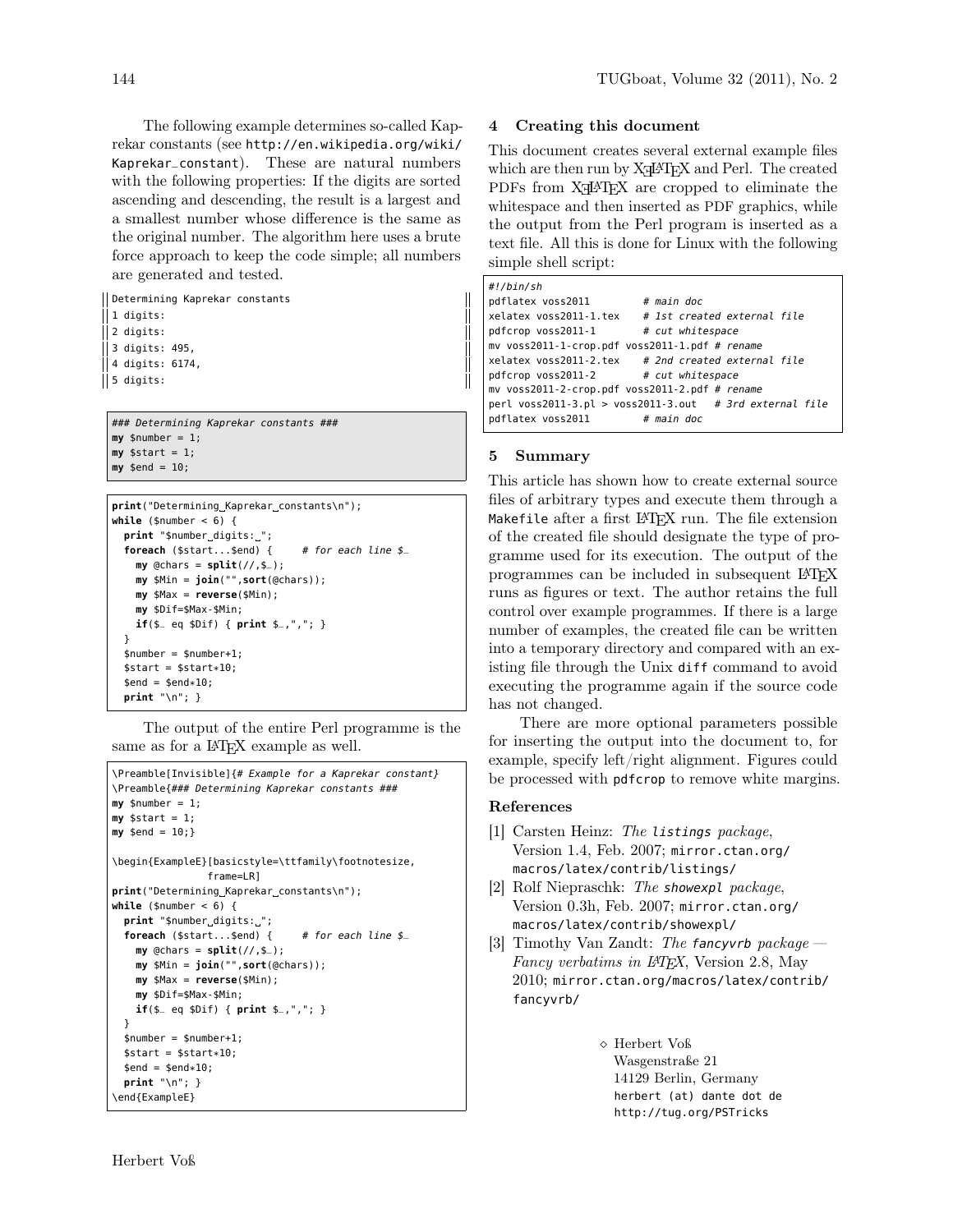The following example determines so-called Kaprekar constants (see http://en.wikipedia.org/wiki/Kaprekar_constant). These are natural numbers with the following properties: If the digits are sorted ascending and descending, the result is a largest and a smallest number whose difference is the same as the original number. The algorithm here uses a brute force approach to keep the code simple; all numbers are generated and tested.

```
Determining Kaprekar constants
1 digits:
2 digits:
3 digits: 495,
4 digits: 6174,
5 digits:
```

```
### Determining Kaprekar constants ###
my $number = 1;
my $start = 1;
my $end = 10;
```

```
print("Determining Kaprekar constants\n");
while ($number < 6) {
  print "$number digits: ";
  foreach ($start...$end) {     # for each line $_
    my @chars = split(//,$_);
    my $Min = join("",sort(@chars));
    my $Max = reverse($Min);
    my $Dif=$Max-$Min;
    if($_ eq $Dif) { print $_,","; }
  }
  $number = $number+1;
  $start = $start*10;
  $end = $end*10;
  print "\n"; }
```

The output of the entire Perl programme is the same as for a LaTeX example as well.

```
\Preamble[Invisible]{# Example for a Kaprekar constant}
\Preamble{### Determining Kaprekar constants ###
my $number = 1;
my $start = 1;
my $end = 10;}

\begin{ExampleE}[basicstyle=\ttfamily\footnotesize,
              frame=LR]
print("Determining Kaprekar constants\n");
while ($number < 6) {
  print "$number digits: ";
  foreach ($start...$end) {     # for each line $_
    my @chars = split(//,$_);
    my $Min = join("",sort(@chars));
    my $Max = reverse($Min);
    my $Dif=$Max-$Min;
    if($_ eq $Dif) { print $_,","; }
  }
  $number = $number+1;
  $start = $start*10;
  $end = $end*10;
  print "\n"; }
\end{ExampleE}
```

## 4 Creating this document

This document creates several external example files which are then run by XeLaTeX and Perl. The created PDFs from XeLaTeX are cropped to eliminate the whitespace and then inserted as PDF graphics, while the output from the Perl program is inserted as a text file. All this is done for Linux with the following simple shell script:

```
#!/bin/sh
pdflatex voss2011         # main doc
xelatex voss2011-1.tex    # 1st created external file
pdfcrop voss2011-1        # cut whitespace
mv voss2011-1-crop.pdf voss2011-1.pdf # rename
xelatex voss2011-2.tex    # 2nd created external file
pdfcrop voss2011-2        # cut whitespace
mv voss2011-2-crop.pdf voss2011-2.pdf # rename
perl voss2011-3.pl > voss2011-3.out   # 3rd external file
pdflatex voss2011         # main doc
```

## 5 Summary

This article has shown how to create external source files of arbitrary types and execute them through a Makefile after a first LaTeX run. The file extension of the created file should designate the type of programme used for its execution. The output of the programmes can be included in subsequent LaTeX runs as figures or text. The author retains the full control over example programmes. If there is a large number of examples, the created file can be written into a temporary directory and compared with an existing file through the Unix diff command to avoid executing the programme again if the source code has not changed.

There are more optional parameters possible for inserting the output into the document to, for example, specify left/right alignment. Figures could be processed with pdfcrop to remove white margins.

### References

[1] Carsten Heinz: *The listings package*, Version 1.4, Feb. 2007; mirror.ctan.org/macros/latex/contrib/listings/

[2] Rolf Niepraschk: *The showexpl package*, Version 0.3h, Feb. 2007; mirror.ctan.org/macros/latex/contrib/showexpl/

[3] Timothy Van Zandt: *The fancyvrb package — Fancy verbatims in LaTeX*, Version 2.8, May 2010; mirror.ctan.org/macros/latex/contrib/fancyvrb/

◇ Herbert Voß
Wasgenstraße 21
14129 Berlin, Germany
herbert (at) dante dot de
http://tug.org/PSTricks